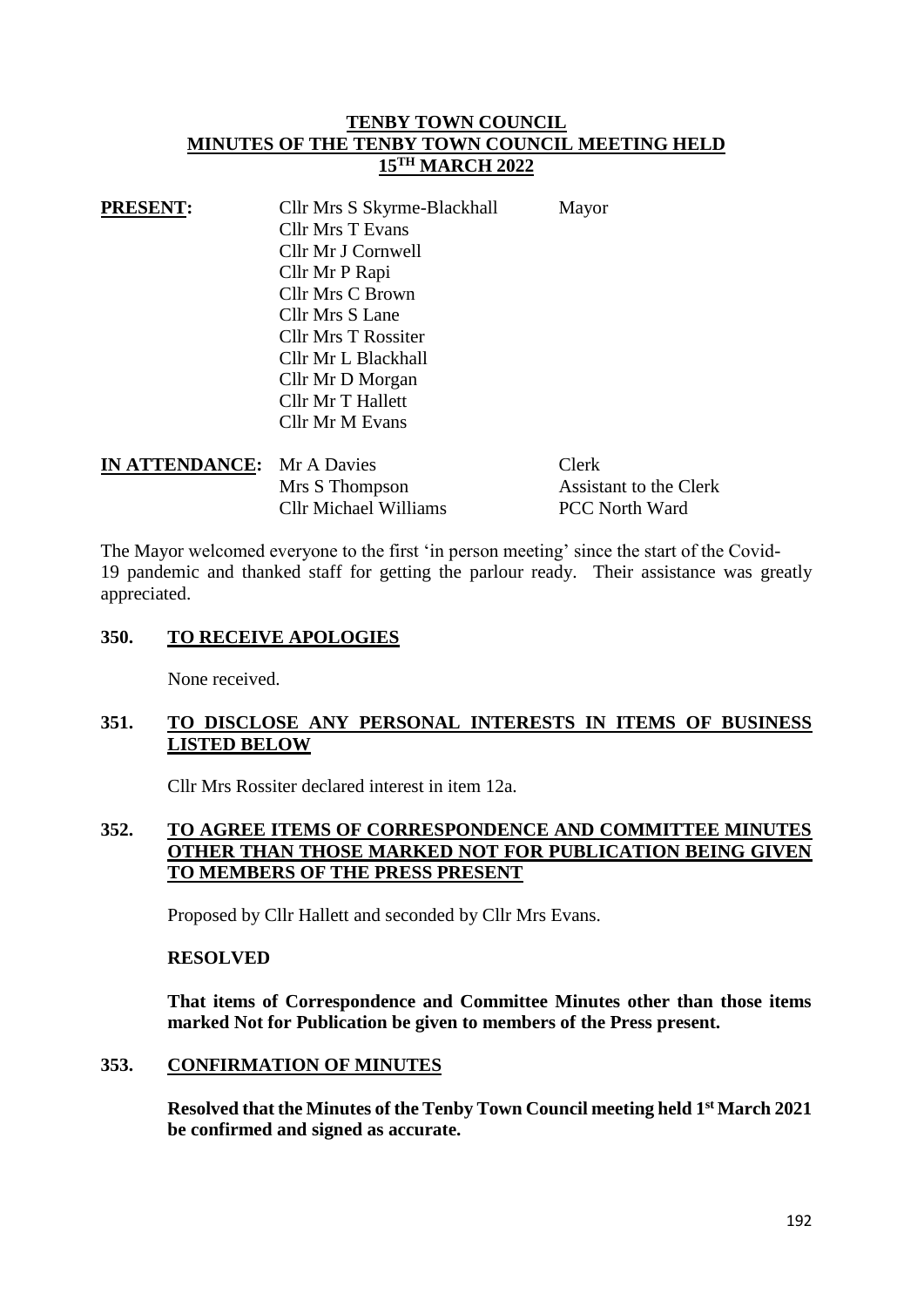# TENBY TOWN COUNCIL
## MINUTES OF THE TENBY TOWN COUNCIL MEETING HELD 15TH MARCH 2022

| | | |
|---|---|---|
| **PRESENT:** | Cllr Mrs S Skyrme-Blackhall | Mayor |
| | Cllr Mrs T Evans | |
| | Cllr Mr J Cornwell | |
| | Cllr Mr P Rapi | |
| | Cllr Mrs C Brown | |
| | Cllr Mrs S Lane | |
| | Cllr Mrs T Rossiter | |
| | Cllr Mr L Blackhall | |
| | Cllr Mr D Morgan | |
| | Cllr Mr T Hallett | |
| | Cllr Mr M Evans | |
| **IN ATTENDANCE:** | Mr A Davies | Clerk |
| | Mrs S Thompson | Assistant to the Clerk |
| | Cllr Michael Williams | PCC North Ward |

The Mayor welcomed everyone to the first 'in person meeting' since the start of the Covid-19 pandemic and thanked staff for getting the parlour ready. Their assistance was greatly appreciated.

### 350. TO RECEIVE APOLOGIES

None received.

### 351. TO DISCLOSE ANY PERSONAL INTERESTS IN ITEMS OF BUSINESS LISTED BELOW

Cllr Mrs Rossiter declared interest in item 12a.

### 352. TO AGREE ITEMS OF CORRESPONDENCE AND COMMITTEE MINUTES OTHER THAN THOSE MARKED NOT FOR PUBLICATION BEING GIVEN TO MEMBERS OF THE PRESS PRESENT

Proposed by Cllr Hallett and seconded by Cllr Mrs Evans.

**RESOLVED**

**That items of Correspondence and Committee Minutes other than those items marked Not for Publication be given to members of the Press present.**

### 353. CONFIRMATION OF MINUTES

**Resolved that the Minutes of the Tenby Town Council meeting held 1st March 2021 be confirmed and signed as accurate.**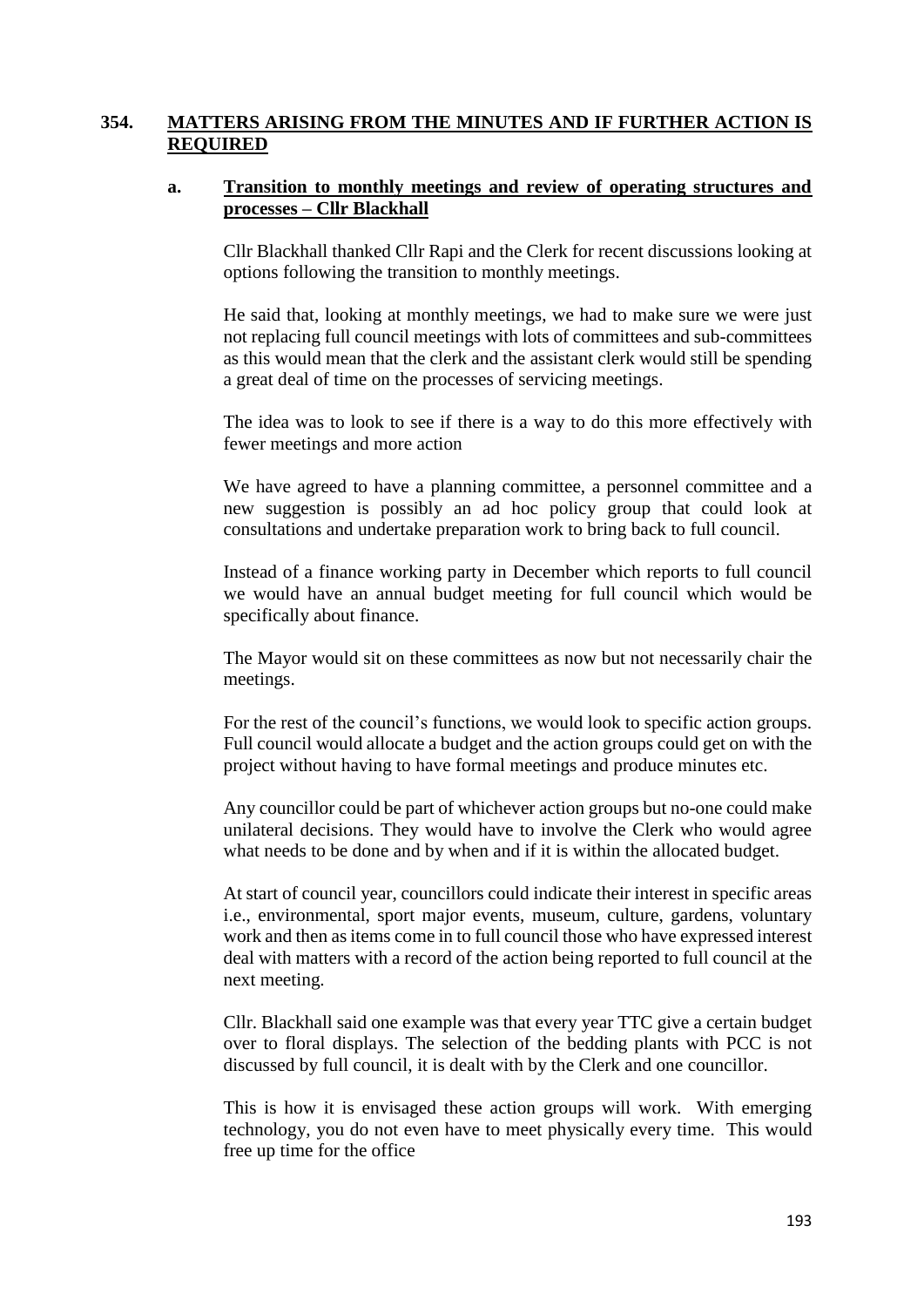## 354. MATTERS ARISING FROM THE MINUTES AND IF FURTHER ACTION IS REQUIRED

### a. Transition to monthly meetings and review of operating structures and processes – Cllr Blackhall

Cllr Blackhall thanked Cllr Rapi and the Clerk for recent discussions looking at options following the transition to monthly meetings.

He said that, looking at monthly meetings, we had to make sure we were just not replacing full council meetings with lots of committees and sub-committees as this would mean that the clerk and the assistant clerk would still be spending a great deal of time on the processes of servicing meetings.

The idea was to look to see if there is a way to do this more effectively with fewer meetings and more action

We have agreed to have a planning committee, a personnel committee and a new suggestion is possibly an ad hoc policy group that could look at consultations and undertake preparation work to bring back to full council.

Instead of a finance working party in December which reports to full council we would have an annual budget meeting for full council which would be specifically about finance.

The Mayor would sit on these committees as now but not necessarily chair the meetings.

For the rest of the council's functions, we would look to specific action groups. Full council would allocate a budget and the action groups could get on with the project without having to have formal meetings and produce minutes etc.

Any councillor could be part of whichever action groups but no-one could make unilateral decisions. They would have to involve the Clerk who would agree what needs to be done and by when and if it is within the allocated budget.

At start of council year, councillors could indicate their interest in specific areas i.e., environmental, sport major events, museum, culture, gardens, voluntary work and then as items come in to full council those who have expressed interest deal with matters with a record of the action being reported to full council at the next meeting.

Cllr. Blackhall said one example was that every year TTC give a certain budget over to floral displays. The selection of the bedding plants with PCC is not discussed by full council, it is dealt with by the Clerk and one councillor.

This is how it is envisaged these action groups will work. With emerging technology, you do not even have to meet physically every time. This would free up time for the office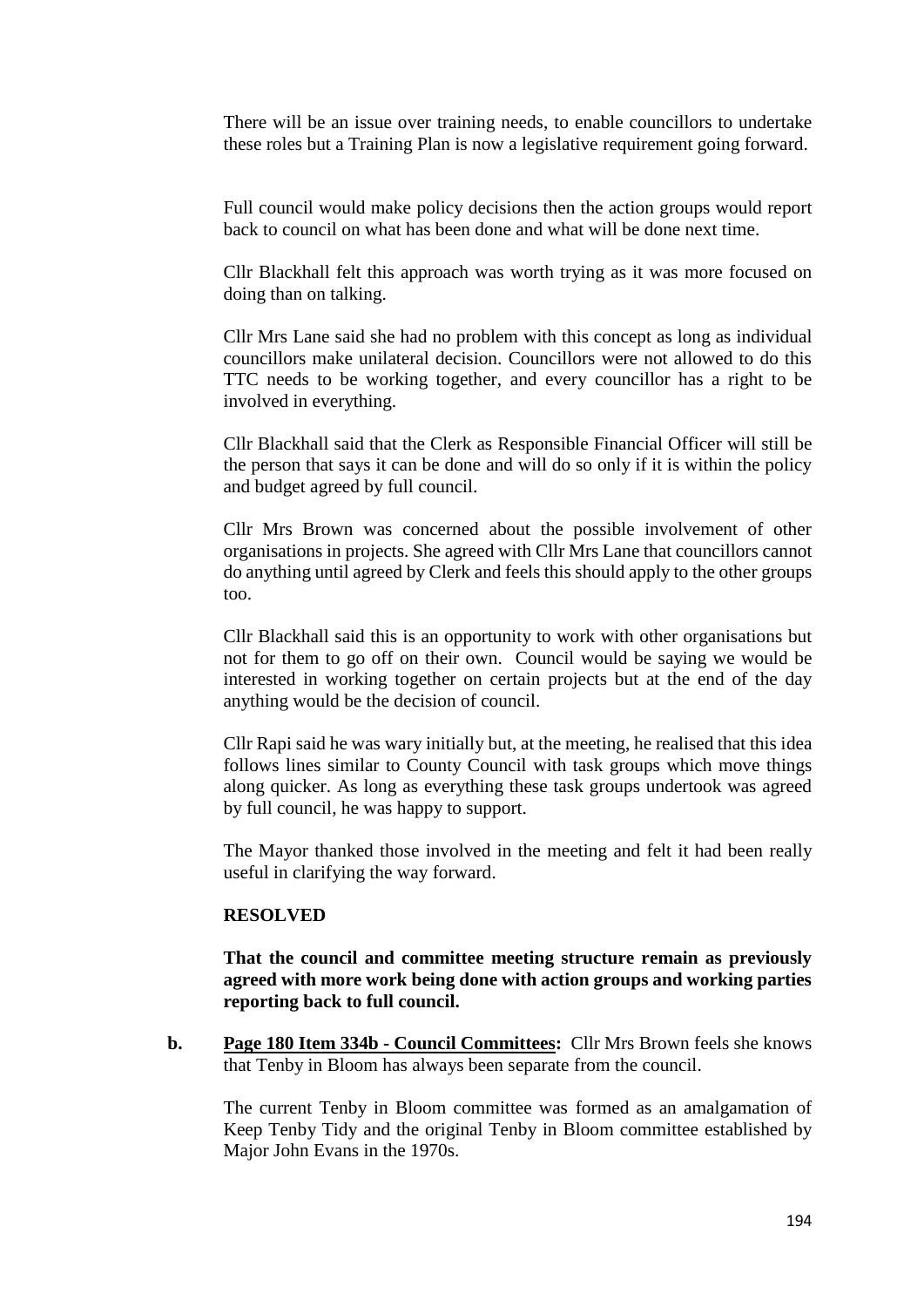There will be an issue over training needs, to enable councillors to undertake these roles but a Training Plan is now a legislative requirement going forward.

Full council would make policy decisions then the action groups would report back to council on what has been done and what will be done next time.

Cllr Blackhall felt this approach was worth trying as it was more focused on doing than on talking.

Cllr Mrs Lane said she had no problem with this concept as long as individual councillors make unilateral decision. Councillors were not allowed to do this TTC needs to be working together, and every councillor has a right to be involved in everything.

Cllr Blackhall said that the Clerk as Responsible Financial Officer will still be the person that says it can be done and will do so only if it is within the policy and budget agreed by full council.

Cllr Mrs Brown was concerned about the possible involvement of other organisations in projects. She agreed with Cllr Mrs Lane that councillors cannot do anything until agreed by Clerk and feels this should apply to the other groups too.

Cllr Blackhall said this is an opportunity to work with other organisations but not for them to go off on their own. Council would be saying we would be interested in working together on certain projects but at the end of the day anything would be the decision of council.

Cllr Rapi said he was wary initially but, at the meeting, he realised that this idea follows lines similar to County Council with task groups which move things along quicker. As long as everything these task groups undertook was agreed by full council, he was happy to support.

The Mayor thanked those involved in the meeting and felt it had been really useful in clarifying the way forward.

**RESOLVED**

**That the council and committee meeting structure remain as previously agreed with more work being done with action groups and working parties reporting back to full council.**

**b.** **Page 180 Item 334b - Council Committees:** Cllr Mrs Brown feels she knows that Tenby in Bloom has always been separate from the council.

The current Tenby in Bloom committee was formed as an amalgamation of Keep Tenby Tidy and the original Tenby in Bloom committee established by Major John Evans in the 1970s.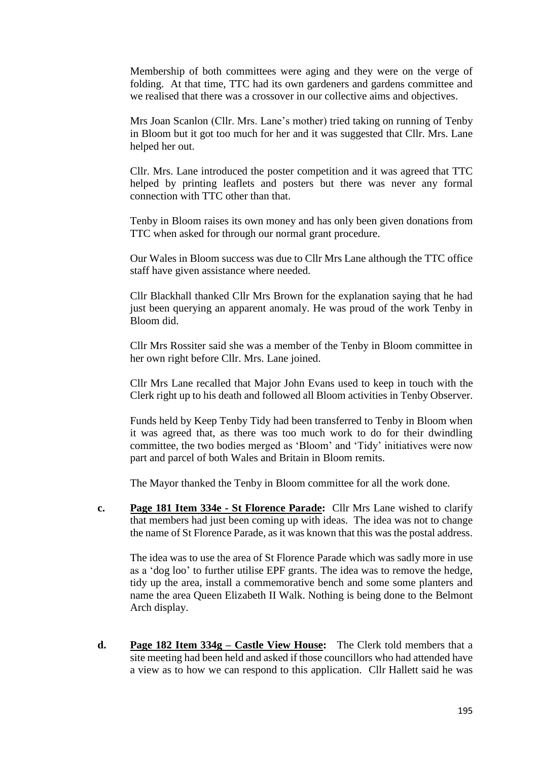Membership of both committees were aging and they were on the verge of folding. At that time, TTC had its own gardeners and gardens committee and we realised that there was a crossover in our collective aims and objectives.

Mrs Joan Scanlon (Cllr. Mrs. Lane's mother) tried taking on running of Tenby in Bloom but it got too much for her and it was suggested that Cllr. Mrs. Lane helped her out.

Cllr. Mrs. Lane introduced the poster competition and it was agreed that TTC helped by printing leaflets and posters but there was never any formal connection with TTC other than that.

Tenby in Bloom raises its own money and has only been given donations from TTC when asked for through our normal grant procedure.

Our Wales in Bloom success was due to Cllr Mrs Lane although the TTC office staff have given assistance where needed.

Cllr Blackhall thanked Cllr Mrs Brown for the explanation saying that he had just been querying an apparent anomaly. He was proud of the work Tenby in Bloom did.

Cllr Mrs Rossiter said she was a member of the Tenby in Bloom committee in her own right before Cllr. Mrs. Lane joined.

Cllr Mrs Lane recalled that Major John Evans used to keep in touch with the Clerk right up to his death and followed all Bloom activities in Tenby Observer.

Funds held by Keep Tenby Tidy had been transferred to Tenby in Bloom when it was agreed that, as there was too much work to do for their dwindling committee, the two bodies merged as 'Bloom' and 'Tidy' initiatives were now part and parcel of both Wales and Britain in Bloom remits.

The Mayor thanked the Tenby in Bloom committee for all the work done.

**c.** **<u>Page 181 Item 334e - St Florence Parade</u>:** Cllr Mrs Lane wished to clarify that members had just been coming up with ideas. The idea was not to change the name of St Florence Parade, as it was known that this was the postal address.

The idea was to use the area of St Florence Parade which was sadly more in use as a 'dog loo' to further utilise EPF grants. The idea was to remove the hedge, tidy up the area, install a commemorative bench and some some planters and name the area Queen Elizabeth II Walk. Nothing is being done to the Belmont Arch display.

**d.** **<u>Page 182 Item 334g – Castle View House</u>:** The Clerk told members that a site meeting had been held and asked if those councillors who had attended have a view as to how we can respond to this application. Cllr Hallett said he was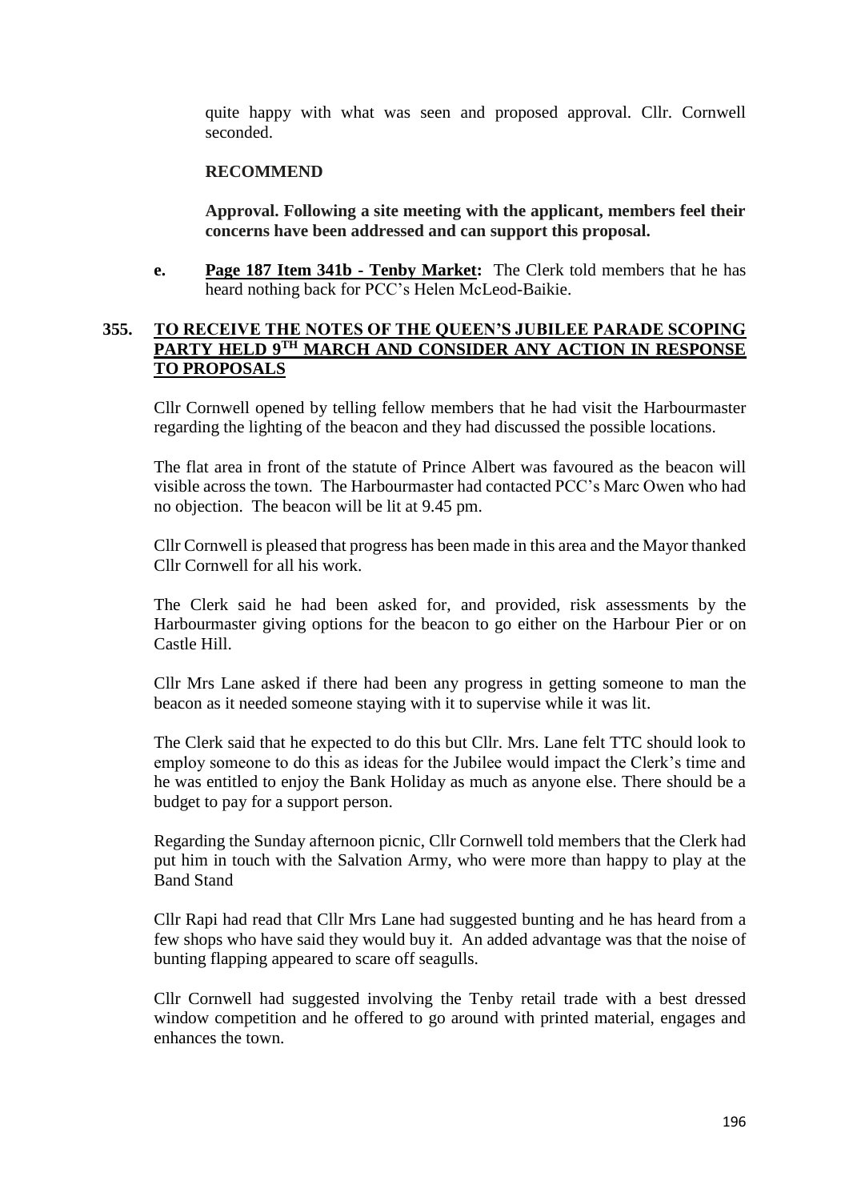quite happy with what was seen and proposed approval. Cllr. Cornwell seconded.

**RECOMMEND**

**Approval. Following a site meeting with the applicant, members feel their concerns have been addressed and can support this proposal.**

**e.** **Page 187 Item 341b - Tenby Market:** The Clerk told members that he has heard nothing back for PCC's Helen McLeod-Baikie.

## 355. TO RECEIVE THE NOTES OF THE QUEEN'S JUBILEE PARADE SCOPING PARTY HELD 9TH MARCH AND CONSIDER ANY ACTION IN RESPONSE TO PROPOSALS

Cllr Cornwell opened by telling fellow members that he had visit the Harbourmaster regarding the lighting of the beacon and they had discussed the possible locations.

The flat area in front of the statute of Prince Albert was favoured as the beacon will visible across the town. The Harbourmaster had contacted PCC's Marc Owen who had no objection. The beacon will be lit at 9.45 pm.

Cllr Cornwell is pleased that progress has been made in this area and the Mayor thanked Cllr Cornwell for all his work.

The Clerk said he had been asked for, and provided, risk assessments by the Harbourmaster giving options for the beacon to go either on the Harbour Pier or on Castle Hill.

Cllr Mrs Lane asked if there had been any progress in getting someone to man the beacon as it needed someone staying with it to supervise while it was lit.

The Clerk said that he expected to do this but Cllr. Mrs. Lane felt TTC should look to employ someone to do this as ideas for the Jubilee would impact the Clerk's time and he was entitled to enjoy the Bank Holiday as much as anyone else. There should be a budget to pay for a support person.

Regarding the Sunday afternoon picnic, Cllr Cornwell told members that the Clerk had put him in touch with the Salvation Army, who were more than happy to play at the Band Stand

Cllr Rapi had read that Cllr Mrs Lane had suggested bunting and he has heard from a few shops who have said they would buy it. An added advantage was that the noise of bunting flapping appeared to scare off seagulls.

Cllr Cornwell had suggested involving the Tenby retail trade with a best dressed window competition and he offered to go around with printed material, engages and enhances the town.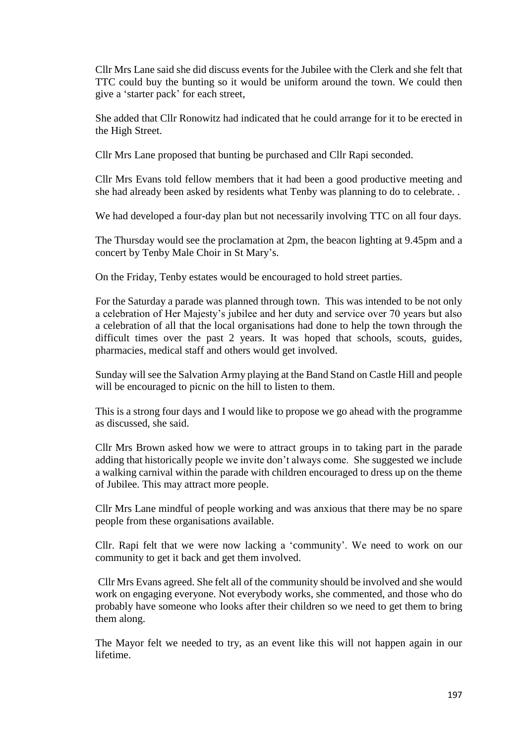Cllr Mrs Lane said she did discuss events for the Jubilee with the Clerk and she felt that TTC could buy the bunting so it would be uniform around the town. We could then give a 'starter pack' for each street,

She added that Cllr Ronowitz had indicated that he could arrange for it to be erected in the High Street.

Cllr Mrs Lane proposed that bunting be purchased and Cllr Rapi seconded.

Cllr Mrs Evans told fellow members that it had been a good productive meeting and she had already been asked by residents what Tenby was planning to do to celebrate. .

We had developed a four-day plan but not necessarily involving TTC on all four days.

The Thursday would see the proclamation at 2pm, the beacon lighting at 9.45pm and a concert by Tenby Male Choir in St Mary's.

On the Friday, Tenby estates would be encouraged to hold street parties.

For the Saturday a parade was planned through town. This was intended to be not only a celebration of Her Majesty's jubilee and her duty and service over 70 years but also a celebration of all that the local organisations had done to help the town through the difficult times over the past 2 years. It was hoped that schools, scouts, guides, pharmacies, medical staff and others would get involved.

Sunday will see the Salvation Army playing at the Band Stand on Castle Hill and people will be encouraged to picnic on the hill to listen to them.

This is a strong four days and I would like to propose we go ahead with the programme as discussed, she said.

Cllr Mrs Brown asked how we were to attract groups in to taking part in the parade adding that historically people we invite don't always come. She suggested we include a walking carnival within the parade with children encouraged to dress up on the theme of Jubilee. This may attract more people.

Cllr Mrs Lane mindful of people working and was anxious that there may be no spare people from these organisations available.

Cllr. Rapi felt that we were now lacking a 'community'. We need to work on our community to get it back and get them involved.

Cllr Mrs Evans agreed. She felt all of the community should be involved and she would work on engaging everyone. Not everybody works, she commented, and those who do probably have someone who looks after their children so we need to get them to bring them along.

The Mayor felt we needed to try, as an event like this will not happen again in our lifetime.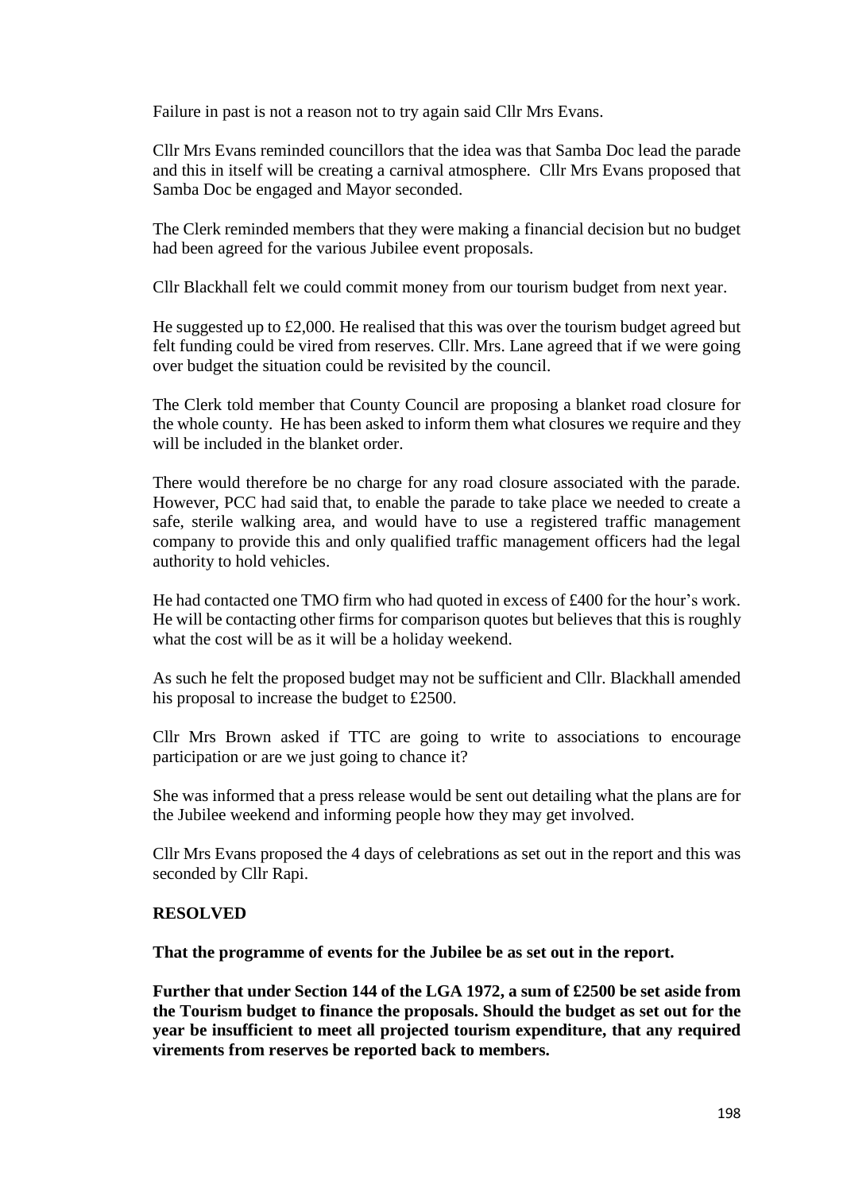Failure in past is not a reason not to try again said Cllr Mrs Evans.

Cllr Mrs Evans reminded councillors that the idea was that Samba Doc lead the parade and this in itself will be creating a carnival atmosphere. Cllr Mrs Evans proposed that Samba Doc be engaged and Mayor seconded.

The Clerk reminded members that they were making a financial decision but no budget had been agreed for the various Jubilee event proposals.

Cllr Blackhall felt we could commit money from our tourism budget from next year.

He suggested up to £2,000. He realised that this was over the tourism budget agreed but felt funding could be vired from reserves. Cllr. Mrs. Lane agreed that if we were going over budget the situation could be revisited by the council.

The Clerk told member that County Council are proposing a blanket road closure for the whole county. He has been asked to inform them what closures we require and they will be included in the blanket order.

There would therefore be no charge for any road closure associated with the parade. However, PCC had said that, to enable the parade to take place we needed to create a safe, sterile walking area, and would have to use a registered traffic management company to provide this and only qualified traffic management officers had the legal authority to hold vehicles.

He had contacted one TMO firm who had quoted in excess of £400 for the hour's work. He will be contacting other firms for comparison quotes but believes that this is roughly what the cost will be as it will be a holiday weekend.

As such he felt the proposed budget may not be sufficient and Cllr. Blackhall amended his proposal to increase the budget to £2500.

Cllr Mrs Brown asked if TTC are going to write to associations to encourage participation or are we just going to chance it?

She was informed that a press release would be sent out detailing what the plans are for the Jubilee weekend and informing people how they may get involved.

Cllr Mrs Evans proposed the 4 days of celebrations as set out in the report and this was seconded by Cllr Rapi.

**RESOLVED**

**That the programme of events for the Jubilee be as set out in the report.**

**Further that under Section 144 of the LGA 1972, a sum of £2500 be set aside from the Tourism budget to finance the proposals. Should the budget as set out for the year be insufficient to meet all projected tourism expenditure, that any required virements from reserves be reported back to members.**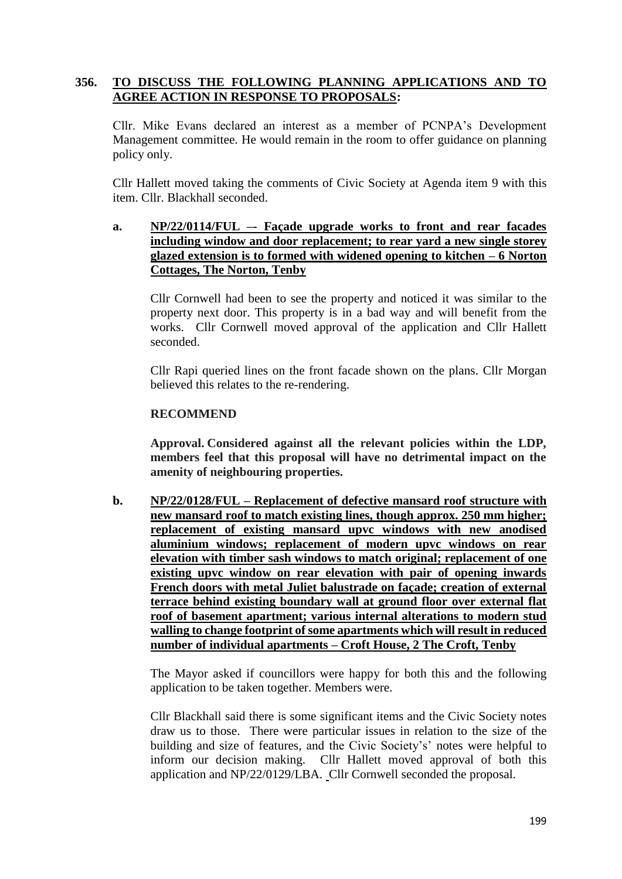**356. <u>TO DISCUSS THE FOLLOWING PLANNING APPLICATIONS AND TO AGREE ACTION IN RESPONSE TO PROPOSALS</u>:**

Cllr. Mike Evans declared an interest as a member of PCNPA's Development Management committee. He would remain in the room to offer guidance on planning policy only.

Cllr Hallett moved taking the comments of Civic Society at Agenda item 9 with this item. Cllr. Blackhall seconded.

**a. <u>NP/22/0114/FUL –- Façade upgrade works to front and rear facades including window and door replacement; to rear yard a new single storey glazed extension is to formed with widened opening to kitchen – 6 Norton Cottages, The Norton, Tenby</u>**

Cllr Cornwell had been to see the property and noticed it was similar to the property next door. This property is in a bad way and will benefit from the works. Cllr Cornwell moved approval of the application and Cllr Hallett seconded.

Cllr Rapi queried lines on the front facade shown on the plans. Cllr Morgan believed this relates to the re-rendering.

**RECOMMEND**

**Approval. Considered against all the relevant policies within the LDP, members feel that this proposal will have no detrimental impact on the amenity of neighbouring properties.**

**b. <u>NP/22/0128/FUL – Replacement of defective mansard roof structure with new mansard roof to match existing lines, though approx. 250 mm higher; replacement of existing mansard upvc windows with new anodised aluminium windows; replacement of modern upvc windows on rear elevation with timber sash windows to match original; replacement of one existing upvc window on rear elevation with pair of opening inwards French doors with metal Juliet balustrade on façade; creation of external terrace behind existing boundary wall at ground floor over external flat roof of basement apartment; various internal alterations to modern stud walling to change footprint of some apartments which will result in reduced number of individual apartments – Croft House, 2 The Croft, Tenby</u>**

The Mayor asked if councillors were happy for both this and the following application to be taken together. Members were.

Cllr Blackhall said there is some significant items and the Civic Society notes draw us to those. There were particular issues in relation to the size of the building and size of features, and the Civic Society's' notes were helpful to inform our decision making. Cllr Hallett moved approval of both this application and NP/22/0129/LBA. Cllr Cornwell seconded the proposal.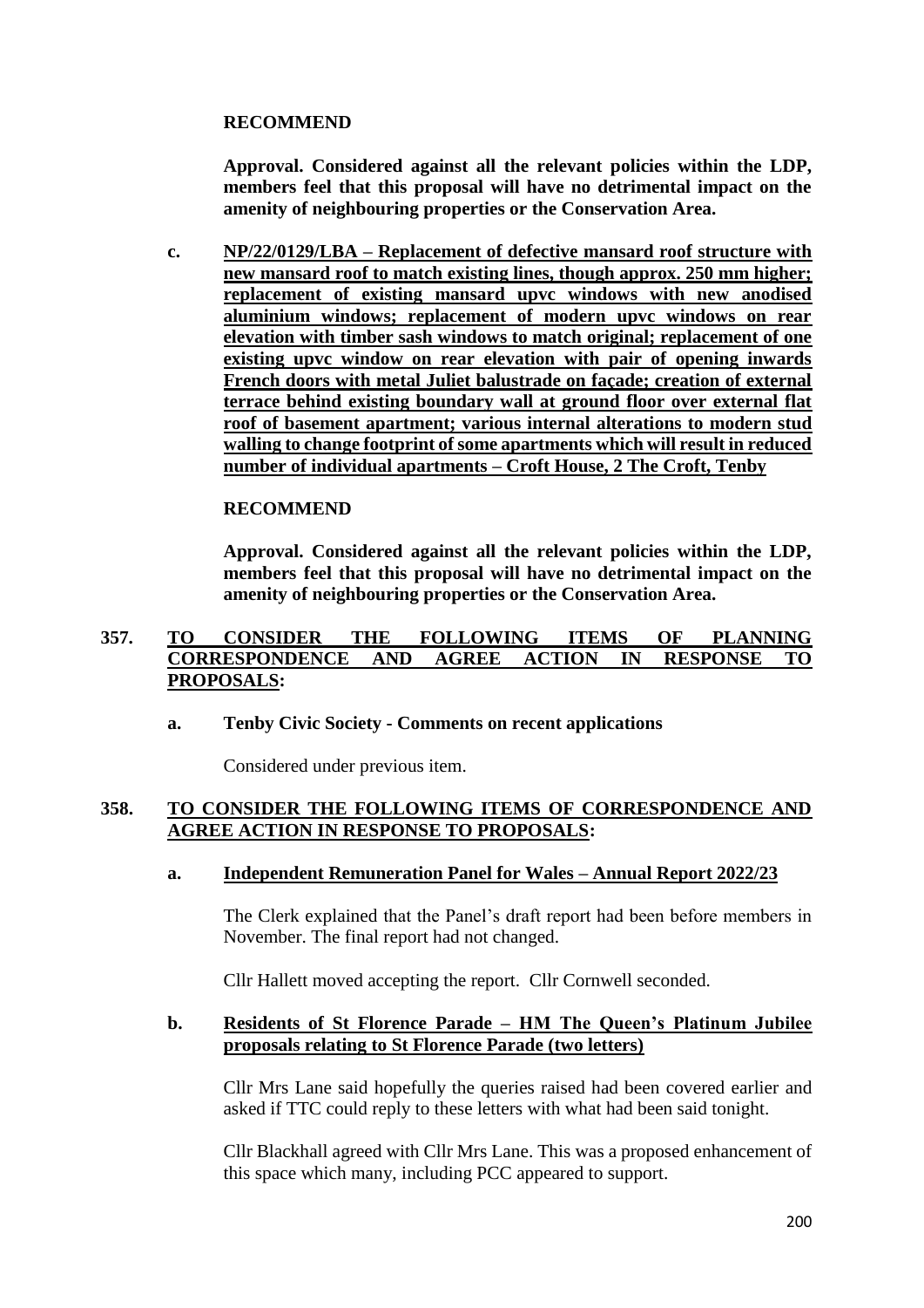**RECOMMEND**

**Approval. Considered against all the relevant policies within the LDP, members feel that this proposal will have no detrimental impact on the amenity of neighbouring properties or the Conservation Area.**

**c. NP/22/0129/LBA – Replacement of defective mansard roof structure with new mansard roof to match existing lines, though approx. 250 mm higher; replacement of existing mansard upvc windows with new anodised aluminium windows; replacement of modern upvc windows on rear elevation with timber sash windows to match original; replacement of one existing upvc window on rear elevation with pair of opening inwards French doors with metal Juliet balustrade on façade; creation of external terrace behind existing boundary wall at ground floor over external flat roof of basement apartment; various internal alterations to modern stud walling to change footprint of some apartments which will result in reduced number of individual apartments – Croft House, 2 The Croft, Tenby**

**RECOMMEND**

**Approval. Considered against all the relevant policies within the LDP, members feel that this proposal will have no detrimental impact on the amenity of neighbouring properties or the Conservation Area.**

## 357. TO CONSIDER THE FOLLOWING ITEMS OF PLANNING CORRESPONDENCE AND AGREE ACTION IN RESPONSE TO PROPOSALS:

**a. Tenby Civic Society - Comments on recent applications**

Considered under previous item.

## 358. TO CONSIDER THE FOLLOWING ITEMS OF CORRESPONDENCE AND AGREE ACTION IN RESPONSE TO PROPOSALS:

**a. Independent Remuneration Panel for Wales – Annual Report 2022/23**

The Clerk explained that the Panel's draft report had been before members in November. The final report had not changed.

Cllr Hallett moved accepting the report. Cllr Cornwell seconded.

**b. Residents of St Florence Parade – HM The Queen's Platinum Jubilee proposals relating to St Florence Parade (two letters)**

Cllr Mrs Lane said hopefully the queries raised had been covered earlier and asked if TTC could reply to these letters with what had been said tonight.

Cllr Blackhall agreed with Cllr Mrs Lane. This was a proposed enhancement of this space which many, including PCC appeared to support.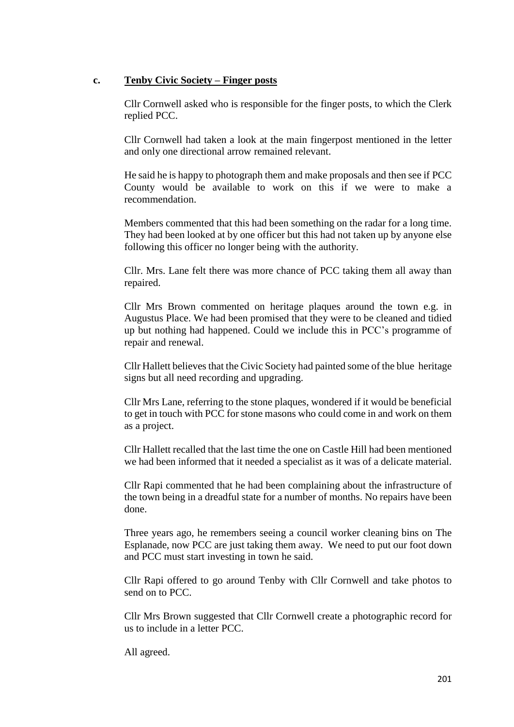**c. Tenby Civic Society – Finger posts**

Cllr Cornwell asked who is responsible for the finger posts, to which the Clerk replied PCC.

Cllr Cornwell had taken a look at the main fingerpost mentioned in the letter and only one directional arrow remained relevant.

He said he is happy to photograph them and make proposals and then see if PCC County would be available to work on this if we were to make a recommendation.

Members commented that this had been something on the radar for a long time. They had been looked at by one officer but this had not taken up by anyone else following this officer no longer being with the authority.

Cllr. Mrs. Lane felt there was more chance of PCC taking them all away than repaired.

Cllr Mrs Brown commented on heritage plaques around the town e.g. in Augustus Place. We had been promised that they were to be cleaned and tidied up but nothing had happened. Could we include this in PCC's programme of repair and renewal.

Cllr Hallett believes that the Civic Society had painted some of the blue heritage signs but all need recording and upgrading.

Cllr Mrs Lane, referring to the stone plaques, wondered if it would be beneficial to get in touch with PCC for stone masons who could come in and work on them as a project.

Cllr Hallett recalled that the last time the one on Castle Hill had been mentioned we had been informed that it needed a specialist as it was of a delicate material.

Cllr Rapi commented that he had been complaining about the infrastructure of the town being in a dreadful state for a number of months. No repairs have been done.

Three years ago, he remembers seeing a council worker cleaning bins on The Esplanade, now PCC are just taking them away. We need to put our foot down and PCC must start investing in town he said.

Cllr Rapi offered to go around Tenby with Cllr Cornwell and take photos to send on to PCC.

Cllr Mrs Brown suggested that Cllr Cornwell create a photographic record for us to include in a letter PCC.

All agreed.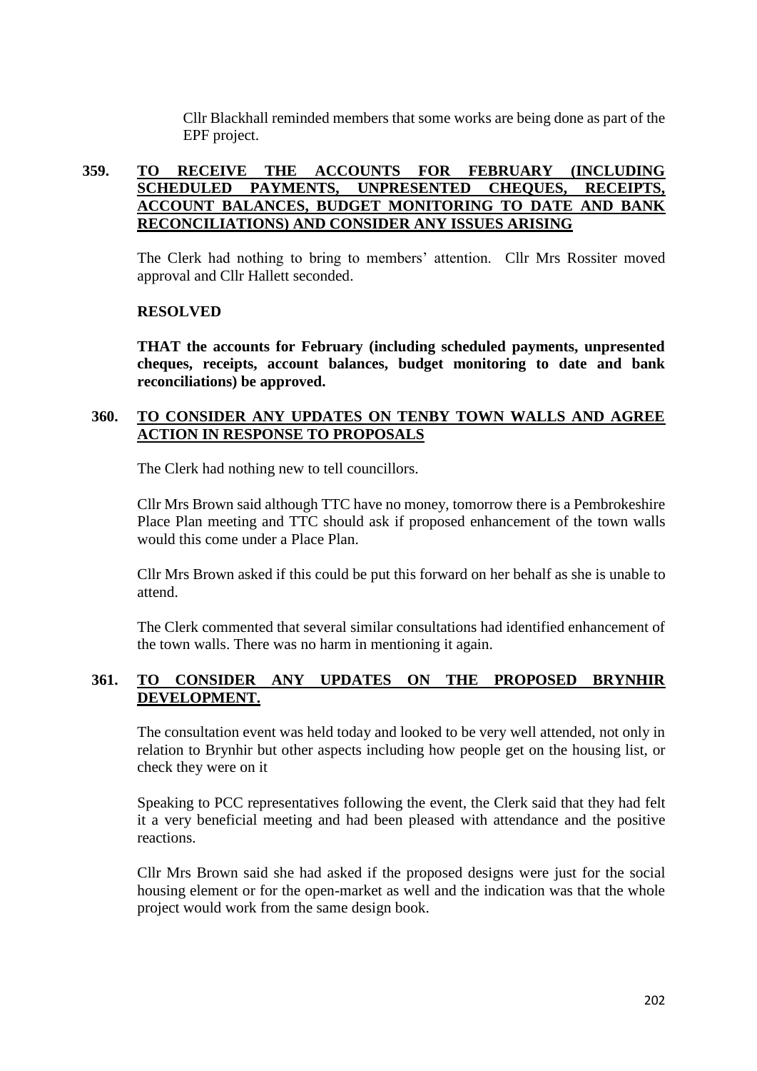Cllr Blackhall reminded members that some works are being done as part of the EPF project.

### 359. TO RECEIVE THE ACCOUNTS FOR FEBRUARY (INCLUDING SCHEDULED PAYMENTS, UNPRESENTED CHEQUES, RECEIPTS, ACCOUNT BALANCES, BUDGET MONITORING TO DATE AND BANK RECONCILIATIONS) AND CONSIDER ANY ISSUES ARISING

The Clerk had nothing to bring to members' attention. Cllr Mrs Rossiter moved approval and Cllr Hallett seconded.

**RESOLVED**

**THAT the accounts for February (including scheduled payments, unpresented cheques, receipts, account balances, budget monitoring to date and bank reconciliations) be approved.**

### 360. TO CONSIDER ANY UPDATES ON TENBY TOWN WALLS AND AGREE ACTION IN RESPONSE TO PROPOSALS

The Clerk had nothing new to tell councillors.

Cllr Mrs Brown said although TTC have no money, tomorrow there is a Pembrokeshire Place Plan meeting and TTC should ask if proposed enhancement of the town walls would this come under a Place Plan.

Cllr Mrs Brown asked if this could be put this forward on her behalf as she is unable to attend.

The Clerk commented that several similar consultations had identified enhancement of the town walls. There was no harm in mentioning it again.

### 361. TO CONSIDER ANY UPDATES ON THE PROPOSED BRYNHIR DEVELOPMENT.

The consultation event was held today and looked to be very well attended, not only in relation to Brynhir but other aspects including how people get on the housing list, or check they were on it

Speaking to PCC representatives following the event, the Clerk said that they had felt it a very beneficial meeting and had been pleased with attendance and the positive reactions.

Cllr Mrs Brown said she had asked if the proposed designs were just for the social housing element or for the open-market as well and the indication was that the whole project would work from the same design book.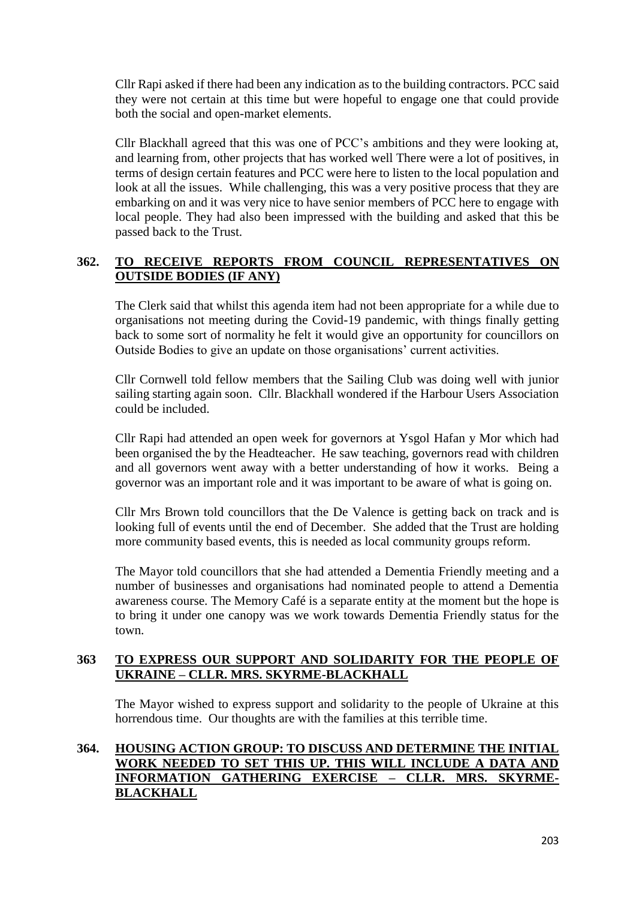Cllr Rapi asked if there had been any indication as to the building contractors. PCC said they were not certain at this time but were hopeful to engage one that could provide both the social and open-market elements.

Cllr Blackhall agreed that this was one of PCC's ambitions and they were looking at, and learning from, other projects that has worked well There were a lot of positives, in terms of design certain features and PCC were here to listen to the local population and look at all the issues. While challenging, this was a very positive process that they are embarking on and it was very nice to have senior members of PCC here to engage with local people. They had also been impressed with the building and asked that this be passed back to the Trust.

## 362. TO RECEIVE REPORTS FROM COUNCIL REPRESENTATIVES ON OUTSIDE BODIES (IF ANY)

The Clerk said that whilst this agenda item had not been appropriate for a while due to organisations not meeting during the Covid-19 pandemic, with things finally getting back to some sort of normality he felt it would give an opportunity for councillors on Outside Bodies to give an update on those organisations' current activities.

Cllr Cornwell told fellow members that the Sailing Club was doing well with junior sailing starting again soon. Cllr. Blackhall wondered if the Harbour Users Association could be included.

Cllr Rapi had attended an open week for governors at Ysgol Hafan y Mor which had been organised the by the Headteacher. He saw teaching, governors read with children and all governors went away with a better understanding of how it works. Being a governor was an important role and it was important to be aware of what is going on.

Cllr Mrs Brown told councillors that the De Valence is getting back on track and is looking full of events until the end of December. She added that the Trust are holding more community based events, this is needed as local community groups reform.

The Mayor told councillors that she had attended a Dementia Friendly meeting and a number of businesses and organisations had nominated people to attend a Dementia awareness course. The Memory Café is a separate entity at the moment but the hope is to bring it under one canopy was we work towards Dementia Friendly status for the town.

## 363 TO EXPRESS OUR SUPPORT AND SOLIDARITY FOR THE PEOPLE OF UKRAINE – CLLR. MRS. SKYRME-BLACKHALL

The Mayor wished to express support and solidarity to the people of Ukraine at this horrendous time. Our thoughts are with the families at this terrible time.

## 364. HOUSING ACTION GROUP: TO DISCUSS AND DETERMINE THE INITIAL WORK NEEDED TO SET THIS UP. THIS WILL INCLUDE A DATA AND INFORMATION GATHERING EXERCISE – CLLR. MRS. SKYRME-BLACKHALL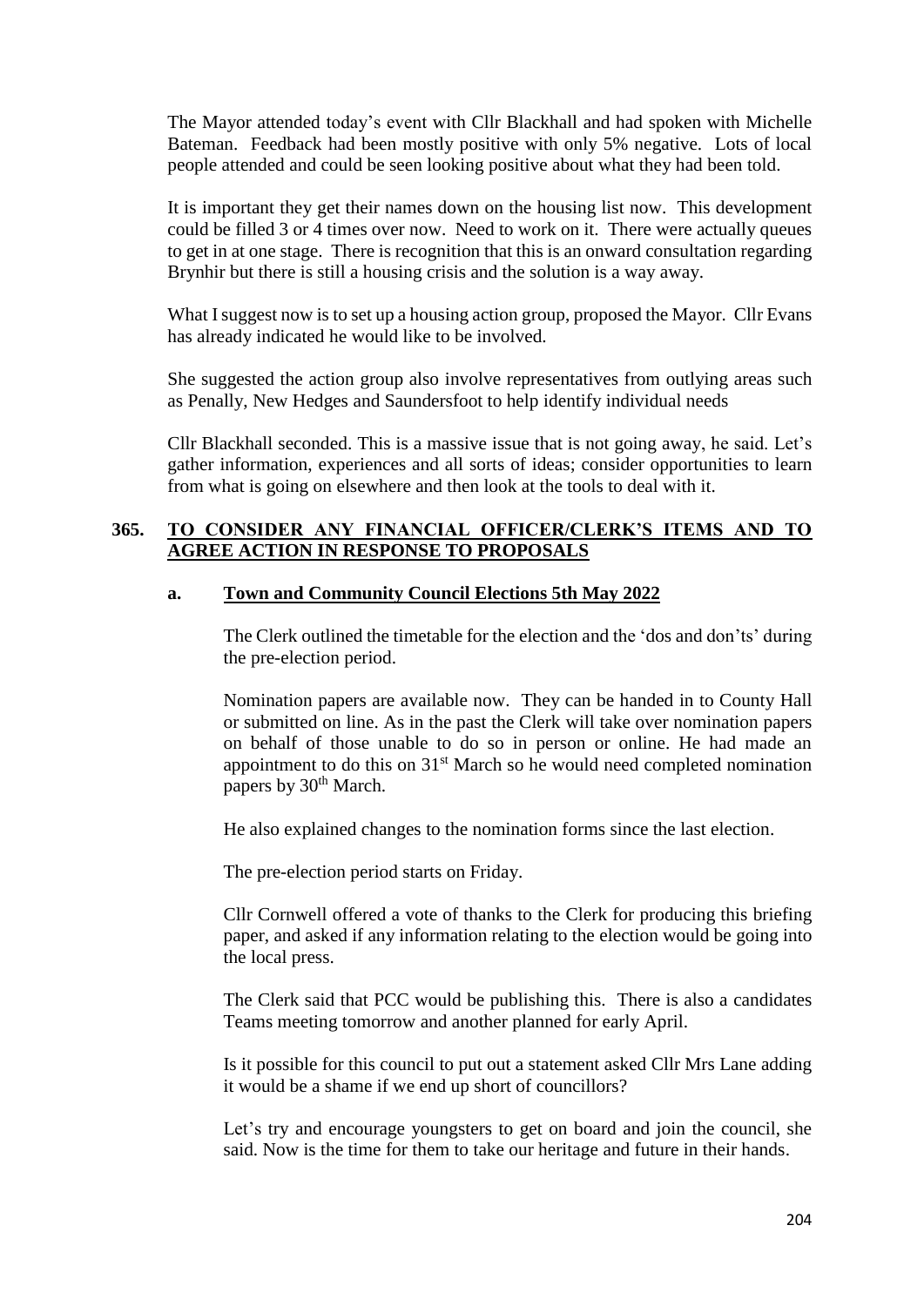The Mayor attended today's event with Cllr Blackhall and had spoken with Michelle Bateman. Feedback had been mostly positive with only 5% negative. Lots of local people attended and could be seen looking positive about what they had been told.

It is important they get their names down on the housing list now. This development could be filled 3 or 4 times over now. Need to work on it. There were actually queues to get in at one stage. There is recognition that this is an onward consultation regarding Brynhir but there is still a housing crisis and the solution is a way away.

What I suggest now is to set up a housing action group, proposed the Mayor. Cllr Evans has already indicated he would like to be involved.

She suggested the action group also involve representatives from outlying areas such as Penally, New Hedges and Saundersfoot to help identify individual needs

Cllr Blackhall seconded. This is a massive issue that is not going away, he said. Let's gather information, experiences and all sorts of ideas; consider opportunities to learn from what is going on elsewhere and then look at the tools to deal with it.

## 365. TO CONSIDER ANY FINANCIAL OFFICER/CLERK'S ITEMS AND TO AGREE ACTION IN RESPONSE TO PROPOSALS

### a. Town and Community Council Elections 5th May 2022

The Clerk outlined the timetable for the election and the 'dos and don'ts' during the pre-election period.

Nomination papers are available now. They can be handed in to County Hall or submitted on line. As in the past the Clerk will take over nomination papers on behalf of those unable to do so in person or online. He had made an appointment to do this on 31st March so he would need completed nomination papers by 30th March.

He also explained changes to the nomination forms since the last election.

The pre-election period starts on Friday.

Cllr Cornwell offered a vote of thanks to the Clerk for producing this briefing paper, and asked if any information relating to the election would be going into the local press.

The Clerk said that PCC would be publishing this. There is also a candidates Teams meeting tomorrow and another planned for early April.

Is it possible for this council to put out a statement asked Cllr Mrs Lane adding it would be a shame if we end up short of councillors?

Let's try and encourage youngsters to get on board and join the council, she said. Now is the time for them to take our heritage and future in their hands.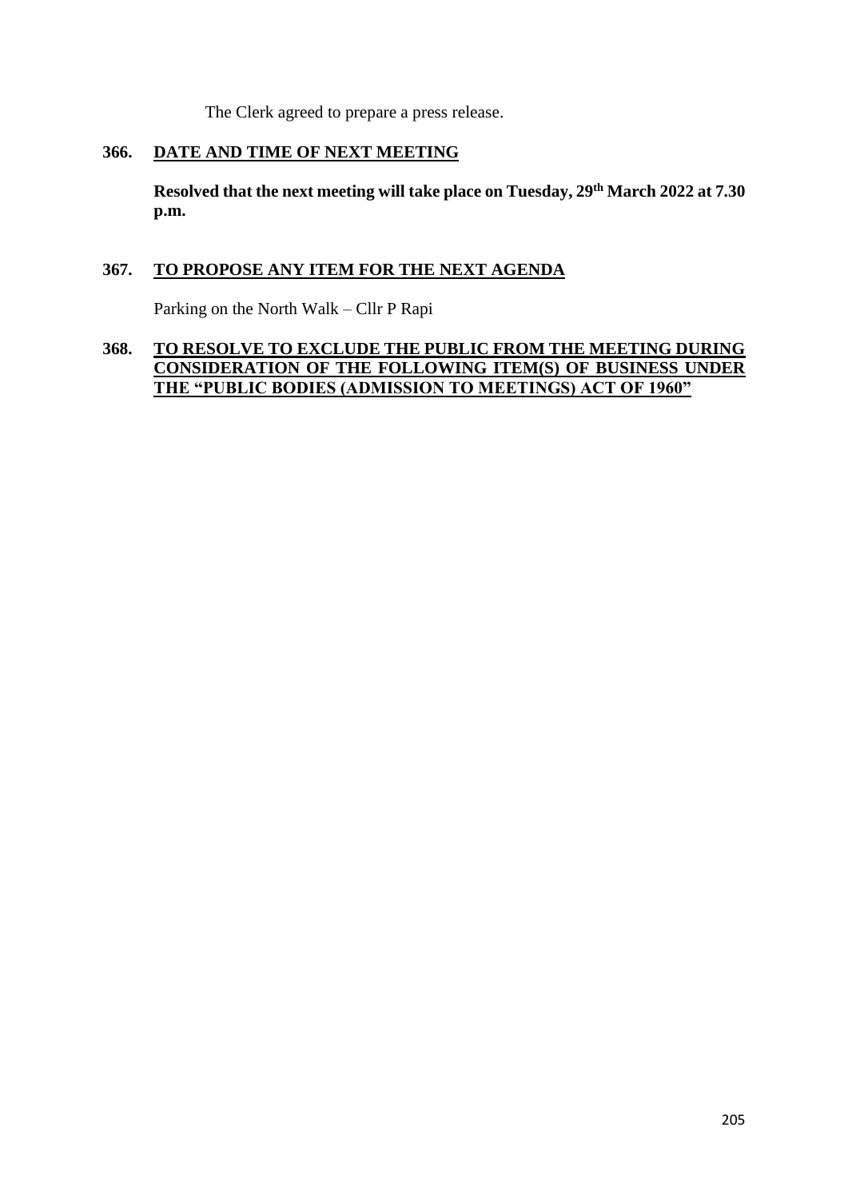The Clerk agreed to prepare a press release.

**366. DATE AND TIME OF NEXT MEETING**

**Resolved that the next meeting will take place on Tuesday, 29th March 2022 at 7.30 p.m.**

**367. TO PROPOSE ANY ITEM FOR THE NEXT AGENDA**

Parking on the North Walk – Cllr P Rapi

**368. TO RESOLVE TO EXCLUDE THE PUBLIC FROM THE MEETING DURING CONSIDERATION OF THE FOLLOWING ITEM(S) OF BUSINESS UNDER THE "PUBLIC BODIES (ADMISSION TO MEETINGS) ACT OF 1960"**